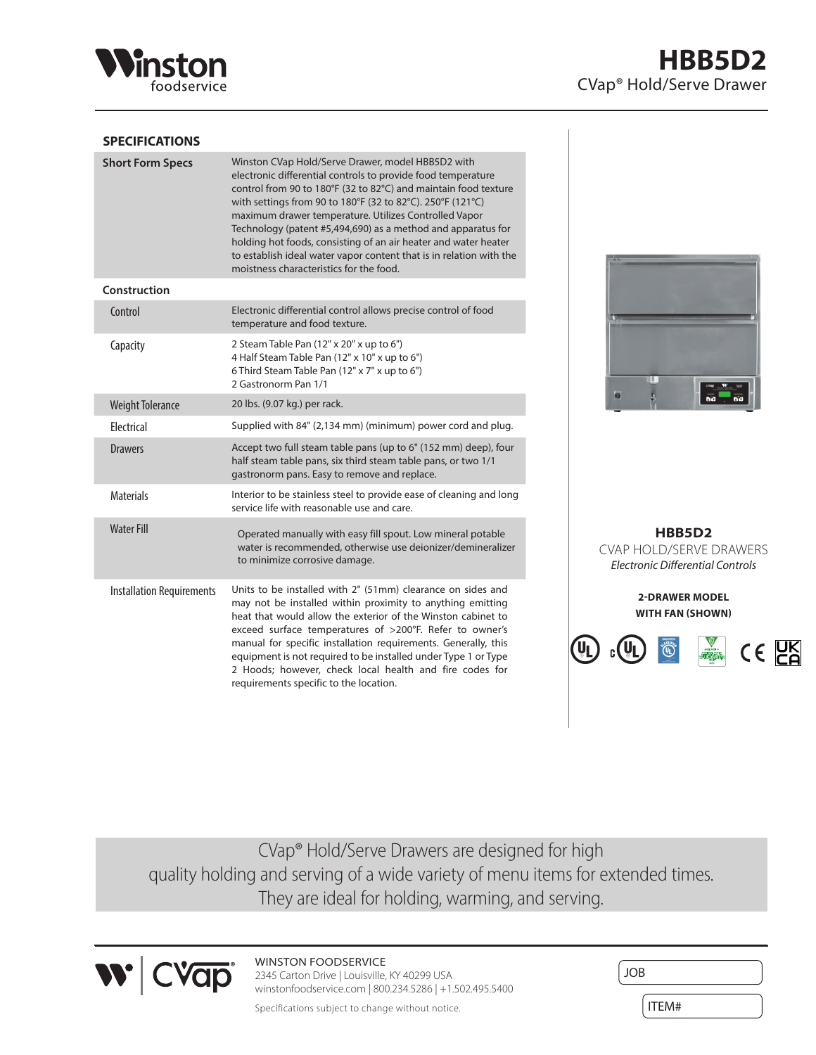Winston foodservice

# HBB5D2

CVap® Hold/Serve Drawer

## SPECIFICATIONS

| | |
|---|---|
| **Short Form Specs** | Winston CVap Hold/Serve Drawer, model HBB5D2 with electronic differential controls to provide food temperature control from 90 to 180°F (32 to 82°C) and maintain food texture with settings from 90 to 180°F (32 to 82°C). 250°F (121°C) maximum drawer temperature. Utilizes Controlled Vapor Technology (patent #5,494,690) as a method and apparatus for holding hot foods, consisting of an air heater and water heater to establish ideal water vapor content that is in relation with the moistness characteristics for the food. |
| **Construction** | |
| Control | Electronic differential control allows precise control of food temperature and food texture. |
| Capacity | 2 Steam Table Pan (12" x 20" x up to 6")<br>4 Half Steam Table Pan (12" x 10" x up to 6")<br>6 Third Steam Table Pan (12" x 7" x up to 6")<br>2 Gastronorm Pan 1/1 |
| Weight Tolerance | 20 lbs. (9.07 kg.) per rack. |
| Electrical | Supplied with 84" (2,134 mm) (minimum) power cord and plug. |
| Drawers | Accept two full steam table pans (up to 6" (152 mm) deep), four half steam table pans, six third steam table pans, or two 1/1 gastronorm pans. Easy to remove and replace. |
| Materials | Interior to be stainless steel to provide ease of cleaning and long service life with reasonable use and care. |
| Water Fill | Operated manually with easy fill spout. Low mineral potable water is recommended, otherwise use deionizer/demineralizer to minimize corrosive damage. |
| Installation Requirements | Units to be installed with 2" (51mm) clearance on sides and may not be installed within proximity to anything emitting heat that would allow the exterior of the Winston cabinet to exceed surface temperatures of >200°F. Refer to owner's manual for specific installation requirements. Generally, this equipment is not required to be installed under Type 1 or Type 2 Hoods; however, check local health and fire codes for requirements specific to the location. |

**HBB5D2**

CVAP HOLD/SERVE DRAWERS

*Electronic Differential Controls*

**2-DRAWER MODEL WITH FAN (SHOWN)**

CVap® Hold/Serve Drawers are designed for high quality holding and serving of a wide variety of menu items for extended times. They are ideal for holding, warming, and serving.

WINSTON FOODSERVICE
2345 Carton Drive | Louisville, KY 40299 USA
winstonfoodservice.com | 800.234.5286 | +1.502.495.5400

Specifications subject to change without notice.

JOB

ITEM#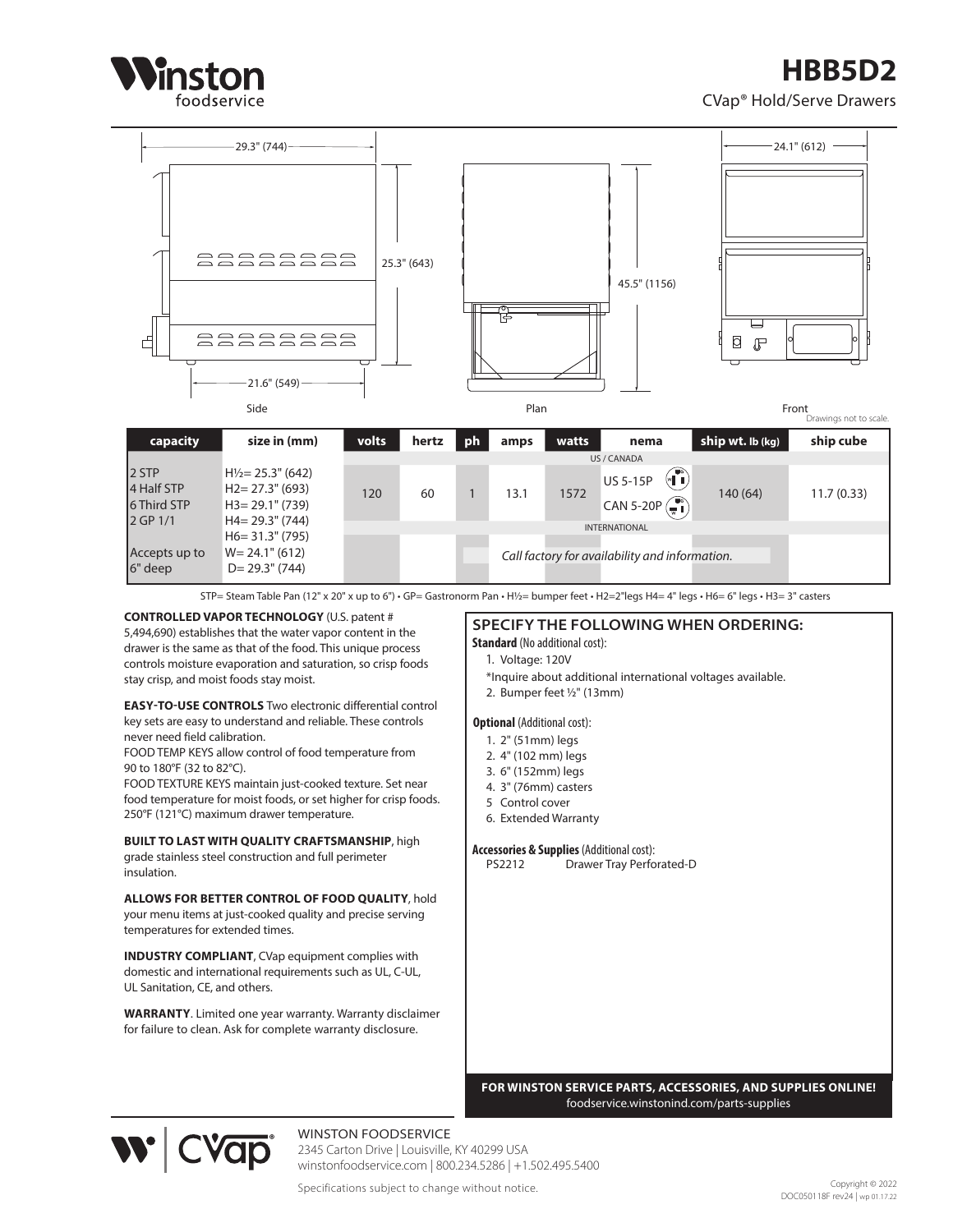# HBB5D2

CVap® Hold/Serve Drawers

29.3" (744)

25.3" (643)

21.6" (549)

Side

45.5" (1156)

Plan

24.1" (612)

Front

Drawings not to scale.

| capacity | size in (mm) | volts | hertz | ph | amps | watts | nema | ship wt. lb (kg) | ship cube |
|---|---|---|---|---|---|---|---|---|---|
| 2 STP<br>4 Half STP<br>6 Third STP<br>2 GP 1/1<br><br>Accepts up to 6" deep | H½= 25.3" (642)<br>H2= 27.3" (693)<br>H3= 29.1" (739)<br>H4= 29.3" (744)<br>H6= 31.3" (795)<br>W= 24.1" (612)<br>D= 29.3" (744) | US / CANADA | | | | | | | |
| | | 120 | 60 | 1 | 13.1 | 1572 | US 5-15P<br>CAN 5-20P | 140 (64) | 11.7 (0.33) |
| | | INTERNATIONAL | | | | | | | |
| | | | | *Call factory for availability and information.* | | | | | |

STP= Steam Table Pan (12" x 20" x up to 6") • GP= Gastronorm Pan • H½= bumper feet • H2=2"legs H4= 4" legs • H6= 6" legs • H3= 3" casters

**CONTROLLED VAPOR TECHNOLOGY** (U.S. patent # 5,494,690) establishes that the water vapor content in the drawer is the same as that of the food. This unique process controls moisture evaporation and saturation, so crisp foods stay crisp, and moist foods stay moist.

**EASY-TO-USE CONTROLS** Two electronic differential control key sets are easy to understand and reliable. These controls never need field calibration.
FOOD TEMP KEYS allow control of food temperature from 90 to 180°F (32 to 82°C).
FOOD TEXTURE KEYS maintain just-cooked texture. Set near food temperature for moist foods, or set higher for crisp foods. 250°F (121°C) maximum drawer temperature.

**BUILT TO LAST WITH QUALITY CRAFTSMANSHIP**, high grade stainless steel construction and full perimeter insulation.

**ALLOWS FOR BETTER CONTROL OF FOOD QUALITY**, hold your menu items at just-cooked quality and precise serving temperatures for extended times.

**INDUSTRY COMPLIANT**, CVap equipment complies with domestic and international requirements such as UL, C-UL, UL Sanitation, CE, and others.

**WARRANTY**. Limited one year warranty. Warranty disclaimer for failure to clean. Ask for complete warranty disclosure.

## SPECIFY THE FOLLOWING WHEN ORDERING:

**Standard** (No additional cost):

1. Voltage: 120V

\*Inquire about additional international voltages available.

2. Bumper feet ½" (13mm)

**Optional** (Additional cost):

1. 2" (51mm) legs
2. 4" (102 mm) legs
3. 6" (152mm) legs
4. 3" (76mm) casters
5. Control cover
6. Extended Warranty

**Accessories & Supplies** (Additional cost):

PS2212 Drawer Tray Perforated-D

**FOR WINSTON SERVICE PARTS, ACCESSORIES, AND SUPPLIES ONLINE!**
foodservice.winstonind.com/parts-supplies

WINSTON FOODSERVICE
2345 Carton Drive | Louisville, KY 40299 USA
winstonfoodservice.com | 800.234.5286 | +1.502.495.5400

Specifications subject to change without notice.

Copyright © 2022
DOC050118F rev24 | wp 01.17.22